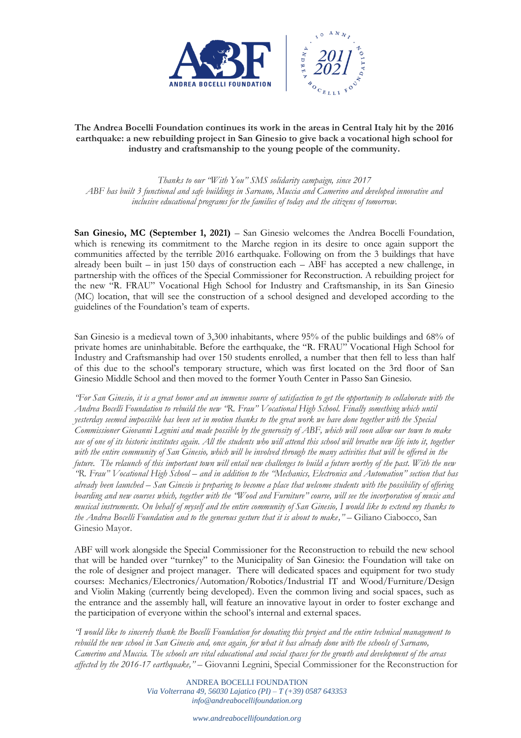**The Andrea Bocelli Foundation continues its work in the areas in Central Italy hit by the 2016 earthquake: a new rebuilding project in San Ginesio to give back a vocational high school for industry and craftsmanship to the young people of the community.**

*Thanks to our "With You" SMS solidarity campaign, since 2017 ABF has built 3 functional and safe buildings in Sarnano, Muccia and Camerino and developed innovative and inclusive educational programs for the families of today and the citizens of tomorrow.*

**San Ginesio, MC (September 1, 2021)** – San Ginesio welcomes the Andrea Bocelli Foundation, which is renewing its commitment to the Marche region in its desire to once again support the communities affected by the terrible 2016 earthquake. Following on from the 3 buildings that have already been built – in just 150 days of construction each – ABF has accepted a new challenge, in partnership with the offices of the Special Commissioner for Reconstruction. A rebuilding project for the new "R. FRAU" Vocational High School for Industry and Craftsmanship, in its San Ginesio (MC) location, that will see the construction of a school designed and developed according to the guidelines of the Foundation's team of experts.

San Ginesio is a medieval town of 3,300 inhabitants, where 95% of the public buildings and 68% of private homes are uninhabitable. Before the earthquake, the "R. FRAU" Vocational High School for Industry and Craftsmanship had over 150 students enrolled, a number that then fell to less than half of this due to the school's temporary structure, which was first located on the 3rd floor of San Ginesio Middle School and then moved to the former Youth Center in Passo San Ginesio.

*"For San Ginesio, it is a great honor and an immense source of satisfaction to get the opportunity to collaborate with the Andrea Bocelli Foundation to rebuild the new "R. Frau" Vocational High School. Finally something which until yesterday seemed impossible has been set in motion thanks to the great work we have done together with the Special Commissioner Giovanni Legnini and made possible by the generosity of ABF, which will soon allow our town to make use of one of its historic institutes again. All the students who will attend this school will breathe new life into it, together with the entire community of San Ginesio, which will be involved through the many activities that will be offered in the future. The relaunch of this important town will entail new challenges to build a future worthy of the past. With the new "R. Frau" Vocational High School – and in addition to the "Mechanics, Electronics and Automation" section that has already been launched – San Ginesio is preparing to become a place that welcome students with the possibility of offering boarding and new courses which, together with the "Wood and Furniture" course, will see the incorporation of music and musical instruments. On behalf of myself and the entire community of San Ginesio, I would like to extend my thanks to the Andrea Bocelli Foundation and to the generous gesture that it is about to make,"* – Giliano Ciabocco, San Ginesio Mayor.

ABF will work alongside the Special Commissioner for the Reconstruction to rebuild the new school that will be handed over "turnkey" to the Municipality of San Ginesio: the Foundation will take on the role of designer and project manager. There will dedicated spaces and equipment for two study courses: Mechanics/Electronics/Automation/Robotics/Industrial IT and Wood/Furniture/Design and Violin Making (currently being developed). Even the common living and social spaces, such as the entrance and the assembly hall, will feature an innovative layout in order to foster exchange and the participation of everyone within the school's internal and external spaces.

*"I would like to sincerely thank the Bocelli Foundation for donating this project and the entire technical management to rebuild the new school in San Ginesio and, once again, for what it has already done with the schools of Sarnano, Camerino and Muccia. The schools are vital educational and social spaces for the growth and development of the areas affected by the 2016-17 earthquake,"* – Giovanni Legnini, Special Commissioner for the Reconstruction for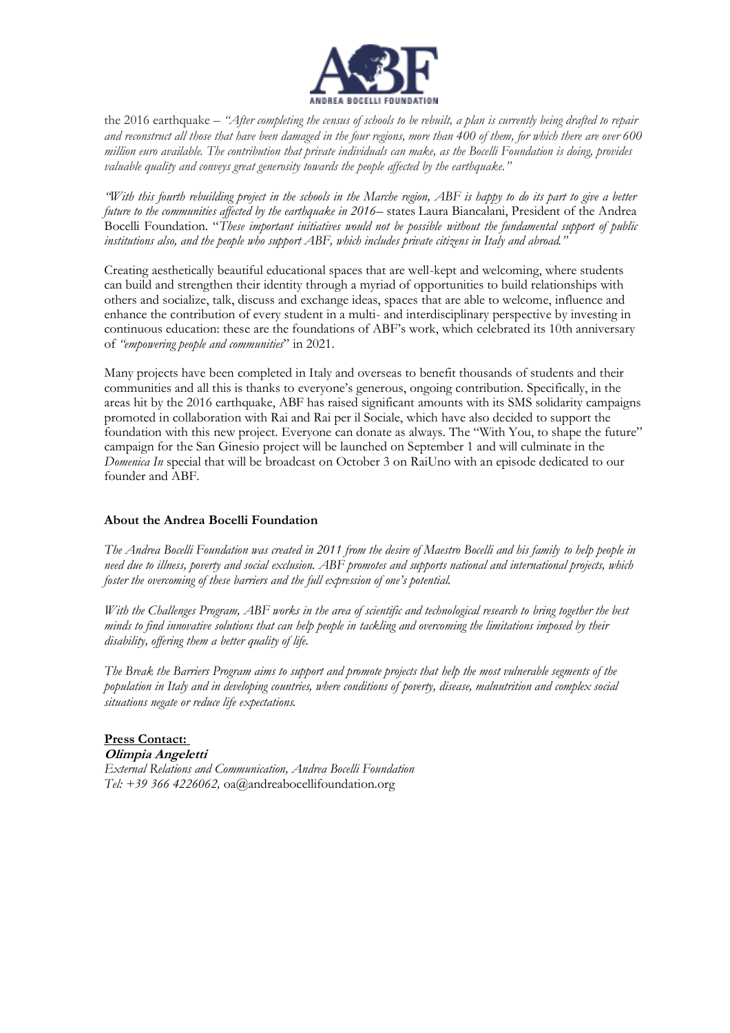the 2016 earthquake – *"After completing the census of schools to be rebuilt, a plan is currently being drafted to repair and reconstruct all those that have been damaged in the four regions, more than 400 of them, for which there are over 600 million euro available. The contribution that private individuals can make, as the Bocelli Foundation is doing, provides valuable quality and conveys great generosity towards the people affected by the earthquake."*

*"With this fourth rebuilding project in the schools in the Marche region, ABF is happy to do its part to give a better future to the communities affected by the earthquake in 2016*– states Laura Biancalani, President of the Andrea Bocelli Foundation. "*These important initiatives would not be possible without the fundamental support of public institutions also, and the people who support ABF, which includes private citizens in Italy and abroad."*

Creating aesthetically beautiful educational spaces that are well-kept and welcoming, where students can build and strengthen their identity through a myriad of opportunities to build relationships with others and socialize, talk, discuss and exchange ideas, spaces that are able to welcome, influence and enhance the contribution of every student in a multi- and interdisciplinary perspective by investing in continuous education: these are the foundations of ABF's work, which celebrated its 10th anniversary of *"empowering people and communities*" in 2021.

Many projects have been completed in Italy and overseas to benefit thousands of students and their communities and all this is thanks to everyone's generous, ongoing contribution. Specifically, in the areas hit by the 2016 earthquake, ABF has raised significant amounts with its SMS solidarity campaigns promoted in collaboration with Rai and Rai per il Sociale, which have also decided to support the foundation with this new project. Everyone can donate as always. The "With You, to shape the future" campaign for the San Ginesio project will be launched on September 1 and will culminate in the *Domenica In* special that will be broadcast on October 3 on RaiUno with an episode dedicated to our founder and ABF.

**About the Andrea Bocelli Foundation**

*The Andrea Bocelli Foundation was created in 2011 from the desire of Maestro Bocelli and his family to help people in need due to illness, poverty and social exclusion. ABF promotes and supports national and international projects, which foster the overcoming of these barriers and the full expression of one's potential.*

*With the Challenges Program, ABF works in the area of scientific and technological research to bring together the best minds to find innovative solutions that can help people in tackling and overcoming the limitations imposed by their disability, offering them a better quality of life.*

*The Break the Barriers Program aims to support and promote projects that help the most vulnerable segments of the population in Italy and in developing countries, where conditions of poverty, disease, malnutrition and complex social situations negate or reduce life expectations.*

**Press Contact:**
***Olimpia Angeletti***
*External Relations and Communication, Andrea Bocelli Foundation*
*Tel: +39 366 4226062,* oa@andreabocellifoundation.org